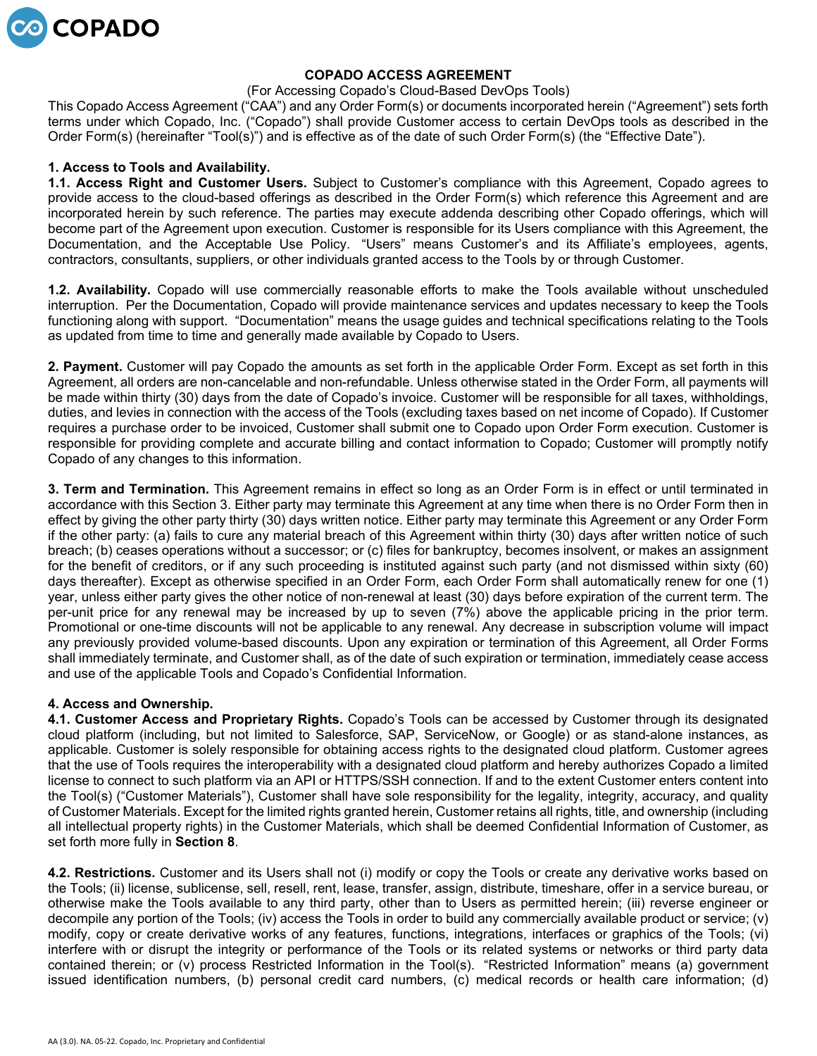# COPADO ACCESS AGREEMENT

(For Accessing Copado's Cloud-Based DevOps Tools)

This Copado Access Agreement ("CAA") and any Order Form(s) or documents incorporated herein ("Agreement") sets forth terms under which Copado, Inc. ("Copado") shall provide Customer access to certain DevOps tools as described in the Order Form(s) (hereinafter "Tool(s)") and is effective as of the date of such Order Form(s) (the "Effective Date").

**1. Access to Tools and Availability.**

**1.1. Access Right and Customer Users.** Subject to Customer's compliance with this Agreement, Copado agrees to provide access to the cloud-based offerings as described in the Order Form(s) which reference this Agreement and are incorporated herein by such reference. The parties may execute addenda describing other Copado offerings, which will become part of the Agreement upon execution. Customer is responsible for its Users compliance with this Agreement, the Documentation, and the Acceptable Use Policy. "Users" means Customer's and its Affiliate's employees, agents, contractors, consultants, suppliers, or other individuals granted access to the Tools by or through Customer.

**1.2. Availability.** Copado will use commercially reasonable efforts to make the Tools available without unscheduled interruption. Per the Documentation, Copado will provide maintenance services and updates necessary to keep the Tools functioning along with support. "Documentation" means the usage guides and technical specifications relating to the Tools as updated from time to time and generally made available by Copado to Users.

**2. Payment.** Customer will pay Copado the amounts as set forth in the applicable Order Form. Except as set forth in this Agreement, all orders are non-cancelable and non-refundable. Unless otherwise stated in the Order Form, all payments will be made within thirty (30) days from the date of Copado's invoice. Customer will be responsible for all taxes, withholdings, duties, and levies in connection with the access of the Tools (excluding taxes based on net income of Copado). If Customer requires a purchase order to be invoiced, Customer shall submit one to Copado upon Order Form execution. Customer is responsible for providing complete and accurate billing and contact information to Copado; Customer will promptly notify Copado of any changes to this information.

**3. Term and Termination.** This Agreement remains in effect so long as an Order Form is in effect or until terminated in accordance with this Section 3. Either party may terminate this Agreement at any time when there is no Order Form then in effect by giving the other party thirty (30) days written notice. Either party may terminate this Agreement or any Order Form if the other party: (a) fails to cure any material breach of this Agreement within thirty (30) days after written notice of such breach; (b) ceases operations without a successor; or (c) files for bankruptcy, becomes insolvent, or makes an assignment for the benefit of creditors, or if any such proceeding is instituted against such party (and not dismissed within sixty (60) days thereafter). Except as otherwise specified in an Order Form, each Order Form shall automatically renew for one (1) year, unless either party gives the other notice of non-renewal at least (30) days before expiration of the current term. The per-unit price for any renewal may be increased by up to seven (7%) above the applicable pricing in the prior term. Promotional or one-time discounts will not be applicable to any renewal. Any decrease in subscription volume will impact any previously provided volume-based discounts. Upon any expiration or termination of this Agreement, all Order Forms shall immediately terminate, and Customer shall, as of the date of such expiration or termination, immediately cease access and use of the applicable Tools and Copado's Confidential Information.

**4. Access and Ownership.**

**4.1. Customer Access and Proprietary Rights.** Copado's Tools can be accessed by Customer through its designated cloud platform (including, but not limited to Salesforce, SAP, ServiceNow, or Google) or as stand-alone instances, as applicable. Customer is solely responsible for obtaining access rights to the designated cloud platform. Customer agrees that the use of Tools requires the interoperability with a designated cloud platform and hereby authorizes Copado a limited license to connect to such platform via an API or HTTPS/SSH connection. If and to the extent Customer enters content into the Tool(s) ("Customer Materials"), Customer shall have sole responsibility for the legality, integrity, accuracy, and quality of Customer Materials. Except for the limited rights granted herein, Customer retains all rights, title, and ownership (including all intellectual property rights) in the Customer Materials, which shall be deemed Confidential Information of Customer, as set forth more fully in **Section 8**.

**4.2. Restrictions.** Customer and its Users shall not (i) modify or copy the Tools or create any derivative works based on the Tools; (ii) license, sublicense, sell, resell, rent, lease, transfer, assign, distribute, timeshare, offer in a service bureau, or otherwise make the Tools available to any third party, other than to Users as permitted herein; (iii) reverse engineer or decompile any portion of the Tools; (iv) access the Tools in order to build any commercially available product or service; (v) modify, copy or create derivative works of any features, functions, integrations, interfaces or graphics of the Tools; (vi) interfere with or disrupt the integrity or performance of the Tools or its related systems or networks or third party data contained therein; or (v) process Restricted Information in the Tool(s). "Restricted Information" means (a) government issued identification numbers, (b) personal credit card numbers, (c) medical records or health care information; (d)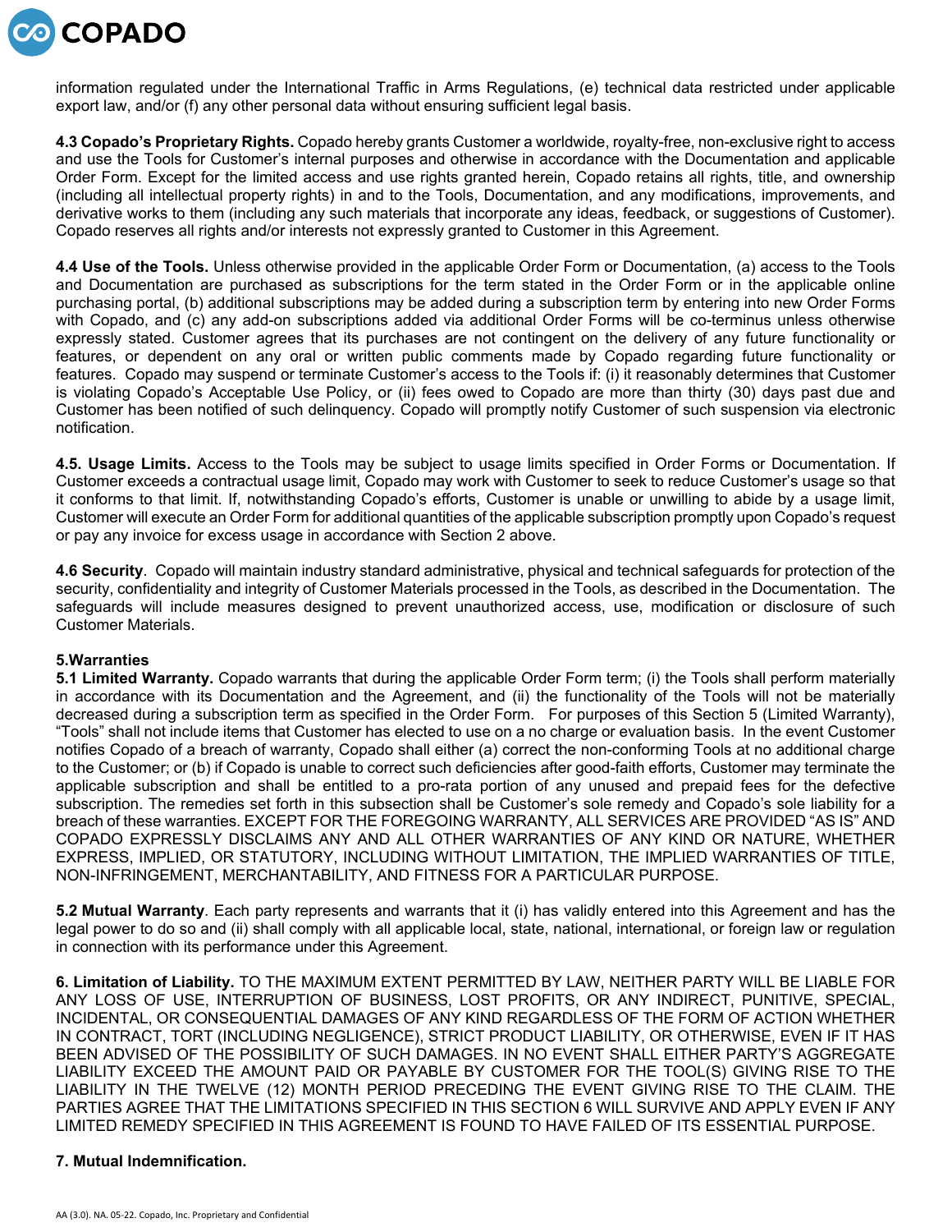information regulated under the International Traffic in Arms Regulations, (e) technical data restricted under applicable export law, and/or (f) any other personal data without ensuring sufficient legal basis.

**4.3 Copado's Proprietary Rights.** Copado hereby grants Customer a worldwide, royalty-free, non-exclusive right to access and use the Tools for Customer's internal purposes and otherwise in accordance with the Documentation and applicable Order Form. Except for the limited access and use rights granted herein, Copado retains all rights, title, and ownership (including all intellectual property rights) in and to the Tools, Documentation, and any modifications, improvements, and derivative works to them (including any such materials that incorporate any ideas, feedback, or suggestions of Customer). Copado reserves all rights and/or interests not expressly granted to Customer in this Agreement.

**4.4 Use of the Tools.** Unless otherwise provided in the applicable Order Form or Documentation, (a) access to the Tools and Documentation are purchased as subscriptions for the term stated in the Order Form or in the applicable online purchasing portal, (b) additional subscriptions may be added during a subscription term by entering into new Order Forms with Copado, and (c) any add-on subscriptions added via additional Order Forms will be co-terminus unless otherwise expressly stated. Customer agrees that its purchases are not contingent on the delivery of any future functionality or features, or dependent on any oral or written public comments made by Copado regarding future functionality or features. Copado may suspend or terminate Customer's access to the Tools if: (i) it reasonably determines that Customer is violating Copado's Acceptable Use Policy, or (ii) fees owed to Copado are more than thirty (30) days past due and Customer has been notified of such delinquency. Copado will promptly notify Customer of such suspension via electronic notification.

**4.5. Usage Limits.** Access to the Tools may be subject to usage limits specified in Order Forms or Documentation. If Customer exceeds a contractual usage limit, Copado may work with Customer to seek to reduce Customer's usage so that it conforms to that limit. If, notwithstanding Copado's efforts, Customer is unable or unwilling to abide by a usage limit, Customer will execute an Order Form for additional quantities of the applicable subscription promptly upon Copado's request or pay any invoice for excess usage in accordance with Section 2 above.

**4.6 Security**. Copado will maintain industry standard administrative, physical and technical safeguards for protection of the security, confidentiality and integrity of Customer Materials processed in the Tools, as described in the Documentation. The safeguards will include measures designed to prevent unauthorized access, use, modification or disclosure of such Customer Materials.

**5.Warranties**

**5.1 Limited Warranty.** Copado warrants that during the applicable Order Form term; (i) the Tools shall perform materially in accordance with its Documentation and the Agreement, and (ii) the functionality of the Tools will not be materially decreased during a subscription term as specified in the Order Form. For purposes of this Section 5 (Limited Warranty), "Tools" shall not include items that Customer has elected to use on a no charge or evaluation basis. In the event Customer notifies Copado of a breach of warranty, Copado shall either (a) correct the non-conforming Tools at no additional charge to the Customer; or (b) if Copado is unable to correct such deficiencies after good-faith efforts, Customer may terminate the applicable subscription and shall be entitled to a pro-rata portion of any unused and prepaid fees for the defective subscription. The remedies set forth in this subsection shall be Customer's sole remedy and Copado's sole liability for a breach of these warranties. EXCEPT FOR THE FOREGOING WARRANTY, ALL SERVICES ARE PROVIDED "AS IS" AND COPADO EXPRESSLY DISCLAIMS ANY AND ALL OTHER WARRANTIES OF ANY KIND OR NATURE, WHETHER EXPRESS, IMPLIED, OR STATUTORY, INCLUDING WITHOUT LIMITATION, THE IMPLIED WARRANTIES OF TITLE, NON-INFRINGEMENT, MERCHANTABILITY, AND FITNESS FOR A PARTICULAR PURPOSE.

**5.2 Mutual Warranty**. Each party represents and warrants that it (i) has validly entered into this Agreement and has the legal power to do so and (ii) shall comply with all applicable local, state, national, international, or foreign law or regulation in connection with its performance under this Agreement.

**6. Limitation of Liability.** TO THE MAXIMUM EXTENT PERMITTED BY LAW, NEITHER PARTY WILL BE LIABLE FOR ANY LOSS OF USE, INTERRUPTION OF BUSINESS, LOST PROFITS, OR ANY INDIRECT, PUNITIVE, SPECIAL, INCIDENTAL, OR CONSEQUENTIAL DAMAGES OF ANY KIND REGARDLESS OF THE FORM OF ACTION WHETHER IN CONTRACT, TORT (INCLUDING NEGLIGENCE), STRICT PRODUCT LIABILITY, OR OTHERWISE, EVEN IF IT HAS BEEN ADVISED OF THE POSSIBILITY OF SUCH DAMAGES. IN NO EVENT SHALL EITHER PARTY'S AGGREGATE LIABILITY EXCEED THE AMOUNT PAID OR PAYABLE BY CUSTOMER FOR THE TOOL(S) GIVING RISE TO THE LIABILITY IN THE TWELVE (12) MONTH PERIOD PRECEDING THE EVENT GIVING RISE TO THE CLAIM. THE PARTIES AGREE THAT THE LIMITATIONS SPECIFIED IN THIS SECTION 6 WILL SURVIVE AND APPLY EVEN IF ANY LIMITED REMEDY SPECIFIED IN THIS AGREEMENT IS FOUND TO HAVE FAILED OF ITS ESSENTIAL PURPOSE.

**7. Mutual Indemnification.**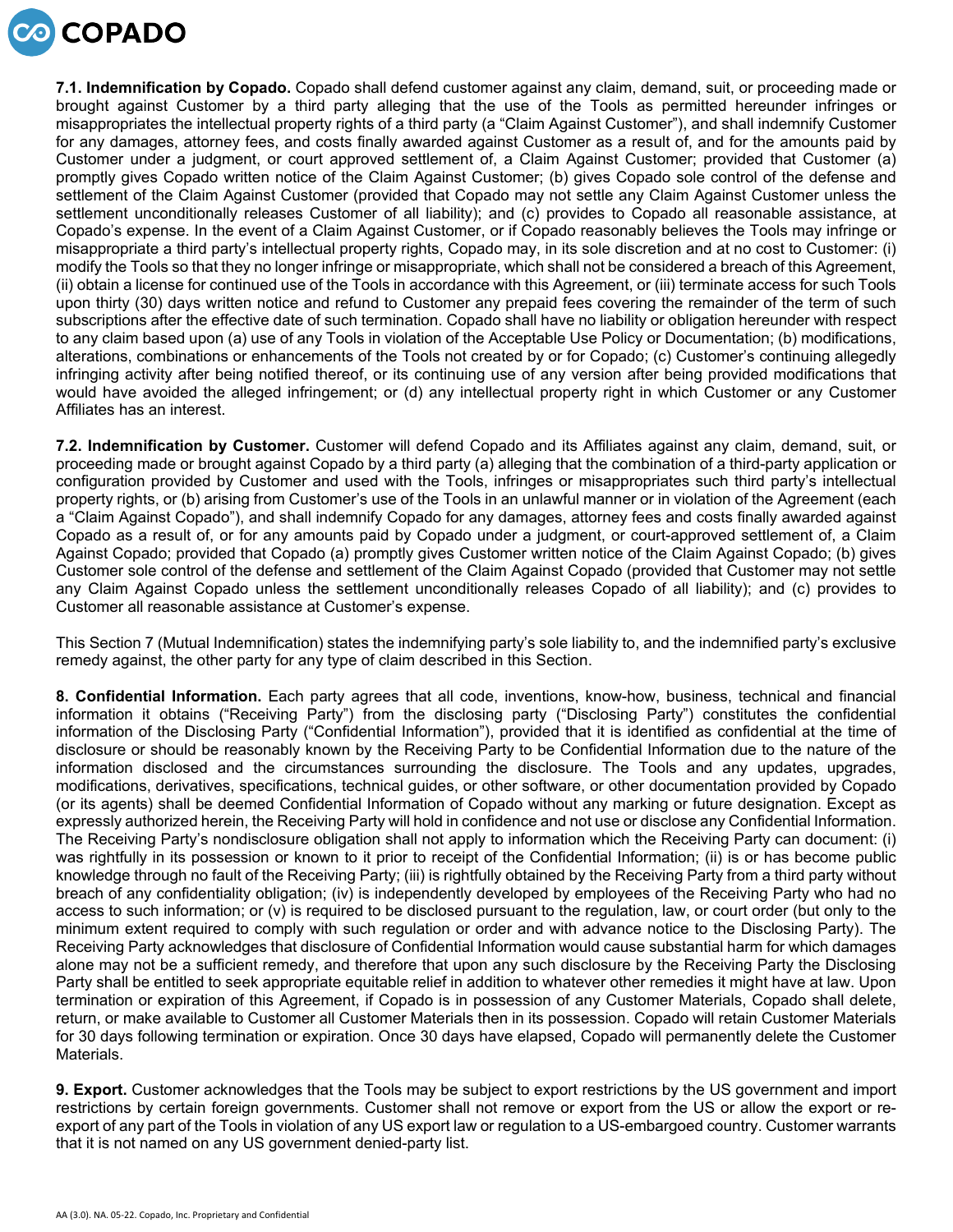**7.1. Indemnification by Copado.** Copado shall defend customer against any claim, demand, suit, or proceeding made or brought against Customer by a third party alleging that the use of the Tools as permitted hereunder infringes or misappropriates the intellectual property rights of a third party (a "Claim Against Customer"), and shall indemnify Customer for any damages, attorney fees, and costs finally awarded against Customer as a result of, and for the amounts paid by Customer under a judgment, or court approved settlement of, a Claim Against Customer; provided that Customer (a) promptly gives Copado written notice of the Claim Against Customer; (b) gives Copado sole control of the defense and settlement of the Claim Against Customer (provided that Copado may not settle any Claim Against Customer unless the settlement unconditionally releases Customer of all liability); and (c) provides to Copado all reasonable assistance, at Copado's expense. In the event of a Claim Against Customer, or if Copado reasonably believes the Tools may infringe or misappropriate a third party's intellectual property rights, Copado may, in its sole discretion and at no cost to Customer: (i) modify the Tools so that they no longer infringe or misappropriate, which shall not be considered a breach of this Agreement, (ii) obtain a license for continued use of the Tools in accordance with this Agreement, or (iii) terminate access for such Tools upon thirty (30) days written notice and refund to Customer any prepaid fees covering the remainder of the term of such subscriptions after the effective date of such termination. Copado shall have no liability or obligation hereunder with respect to any claim based upon (a) use of any Tools in violation of the Acceptable Use Policy or Documentation; (b) modifications, alterations, combinations or enhancements of the Tools not created by or for Copado; (c) Customer's continuing allegedly infringing activity after being notified thereof, or its continuing use of any version after being provided modifications that would have avoided the alleged infringement; or (d) any intellectual property right in which Customer or any Customer Affiliates has an interest.

**7.2. Indemnification by Customer.** Customer will defend Copado and its Affiliates against any claim, demand, suit, or proceeding made or brought against Copado by a third party (a) alleging that the combination of a third-party application or configuration provided by Customer and used with the Tools, infringes or misappropriates such third party's intellectual property rights, or (b) arising from Customer's use of the Tools in an unlawful manner or in violation of the Agreement (each a "Claim Against Copado"), and shall indemnify Copado for any damages, attorney fees and costs finally awarded against Copado as a result of, or for any amounts paid by Copado under a judgment, or court-approved settlement of, a Claim Against Copado; provided that Copado (a) promptly gives Customer written notice of the Claim Against Copado; (b) gives Customer sole control of the defense and settlement of the Claim Against Copado (provided that Customer may not settle any Claim Against Copado unless the settlement unconditionally releases Copado of all liability); and (c) provides to Customer all reasonable assistance at Customer's expense.

This Section 7 (Mutual Indemnification) states the indemnifying party's sole liability to, and the indemnified party's exclusive remedy against, the other party for any type of claim described in this Section.

**8. Confidential Information.** Each party agrees that all code, inventions, know-how, business, technical and financial information it obtains ("Receiving Party") from the disclosing party ("Disclosing Party") constitutes the confidential information of the Disclosing Party ("Confidential Information"), provided that it is identified as confidential at the time of disclosure or should be reasonably known by the Receiving Party to be Confidential Information due to the nature of the information disclosed and the circumstances surrounding the disclosure. The Tools and any updates, upgrades, modifications, derivatives, specifications, technical guides, or other software, or other documentation provided by Copado (or its agents) shall be deemed Confidential Information of Copado without any marking or future designation. Except as expressly authorized herein, the Receiving Party will hold in confidence and not use or disclose any Confidential Information. The Receiving Party's nondisclosure obligation shall not apply to information which the Receiving Party can document: (i) was rightfully in its possession or known to it prior to receipt of the Confidential Information; (ii) is or has become public knowledge through no fault of the Receiving Party; (iii) is rightfully obtained by the Receiving Party from a third party without breach of any confidentiality obligation; (iv) is independently developed by employees of the Receiving Party who had no access to such information; or (v) is required to be disclosed pursuant to the regulation, law, or court order (but only to the minimum extent required to comply with such regulation or order and with advance notice to the Disclosing Party). The Receiving Party acknowledges that disclosure of Confidential Information would cause substantial harm for which damages alone may not be a sufficient remedy, and therefore that upon any such disclosure by the Receiving Party the Disclosing Party shall be entitled to seek appropriate equitable relief in addition to whatever other remedies it might have at law. Upon termination or expiration of this Agreement, if Copado is in possession of any Customer Materials, Copado shall delete, return, or make available to Customer all Customer Materials then in its possession. Copado will retain Customer Materials for 30 days following termination or expiration. Once 30 days have elapsed, Copado will permanently delete the Customer Materials.

**9. Export.** Customer acknowledges that the Tools may be subject to export restrictions by the US government and import restrictions by certain foreign governments. Customer shall not remove or export from the US or allow the export or re-export of any part of the Tools in violation of any US export law or regulation to a US-embargoed country. Customer warrants that it is not named on any US government denied-party list.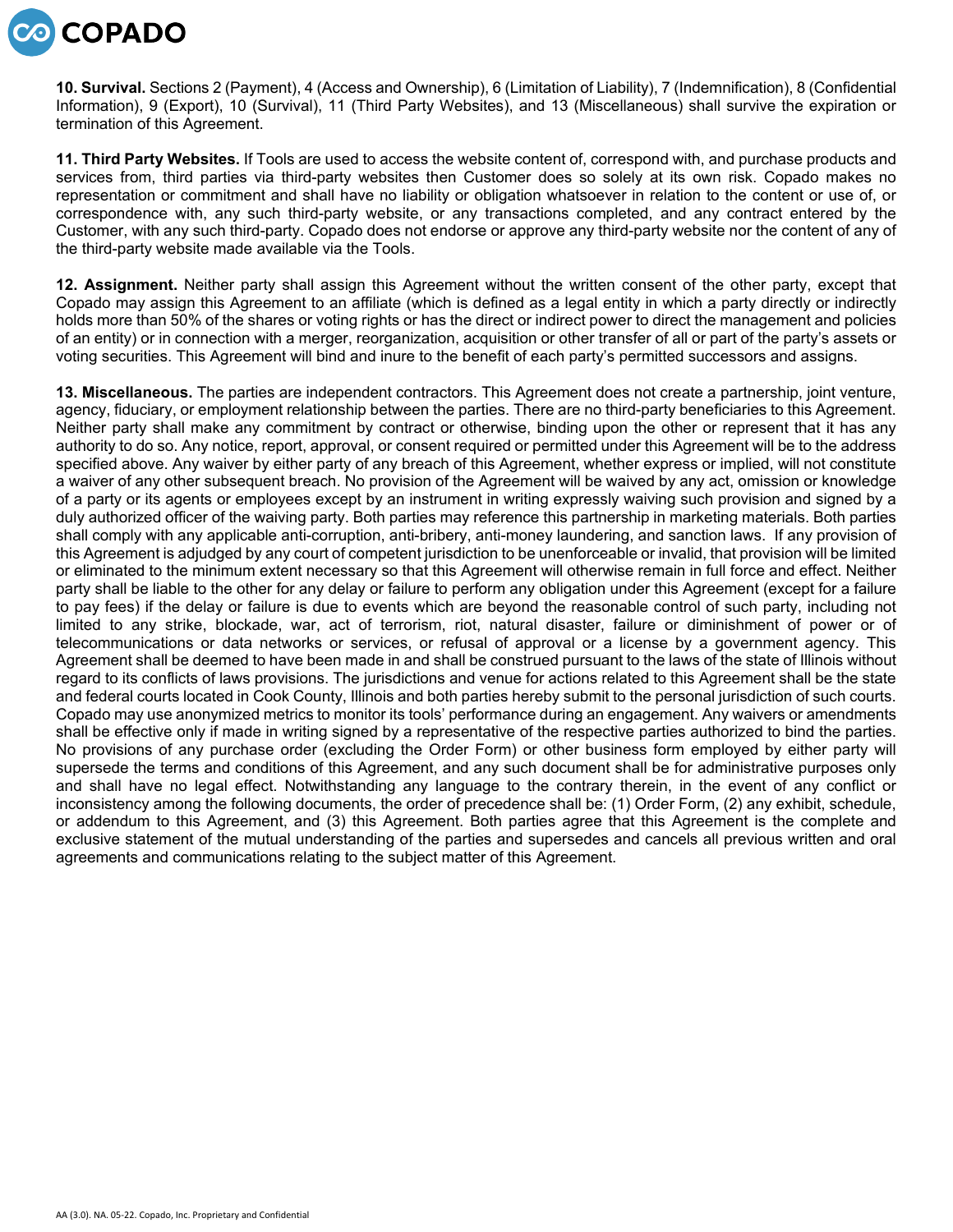**10. Survival.** Sections 2 (Payment), 4 (Access and Ownership), 6 (Limitation of Liability), 7 (Indemnification), 8 (Confidential Information), 9 (Export), 10 (Survival), 11 (Third Party Websites), and 13 (Miscellaneous) shall survive the expiration or termination of this Agreement.

**11. Third Party Websites.** If Tools are used to access the website content of, correspond with, and purchase products and services from, third parties via third-party websites then Customer does so solely at its own risk. Copado makes no representation or commitment and shall have no liability or obligation whatsoever in relation to the content or use of, or correspondence with, any such third-party website, or any transactions completed, and any contract entered by the Customer, with any such third-party. Copado does not endorse or approve any third-party website nor the content of any of the third-party website made available via the Tools.

**12. Assignment.** Neither party shall assign this Agreement without the written consent of the other party, except that Copado may assign this Agreement to an affiliate (which is defined as a legal entity in which a party directly or indirectly holds more than 50% of the shares or voting rights or has the direct or indirect power to direct the management and policies of an entity) or in connection with a merger, reorganization, acquisition or other transfer of all or part of the party's assets or voting securities. This Agreement will bind and inure to the benefit of each party's permitted successors and assigns.

**13. Miscellaneous.** The parties are independent contractors. This Agreement does not create a partnership, joint venture, agency, fiduciary, or employment relationship between the parties. There are no third-party beneficiaries to this Agreement. Neither party shall make any commitment by contract or otherwise, binding upon the other or represent that it has any authority to do so. Any notice, report, approval, or consent required or permitted under this Agreement will be to the address specified above. Any waiver by either party of any breach of this Agreement, whether express or implied, will not constitute a waiver of any other subsequent breach. No provision of the Agreement will be waived by any act, omission or knowledge of a party or its agents or employees except by an instrument in writing expressly waiving such provision and signed by a duly authorized officer of the waiving party. Both parties may reference this partnership in marketing materials. Both parties shall comply with any applicable anti-corruption, anti-bribery, anti-money laundering, and sanction laws. If any provision of this Agreement is adjudged by any court of competent jurisdiction to be unenforceable or invalid, that provision will be limited or eliminated to the minimum extent necessary so that this Agreement will otherwise remain in full force and effect. Neither party shall be liable to the other for any delay or failure to perform any obligation under this Agreement (except for a failure to pay fees) if the delay or failure is due to events which are beyond the reasonable control of such party, including not limited to any strike, blockade, war, act of terrorism, riot, natural disaster, failure or diminishment of power or of telecommunications or data networks or services, or refusal of approval or a license by a government agency. This Agreement shall be deemed to have been made in and shall be construed pursuant to the laws of the state of Illinois without regard to its conflicts of laws provisions. The jurisdictions and venue for actions related to this Agreement shall be the state and federal courts located in Cook County, Illinois and both parties hereby submit to the personal jurisdiction of such courts. Copado may use anonymized metrics to monitor its tools' performance during an engagement. Any waivers or amendments shall be effective only if made in writing signed by a representative of the respective parties authorized to bind the parties. No provisions of any purchase order (excluding the Order Form) or other business form employed by either party will supersede the terms and conditions of this Agreement, and any such document shall be for administrative purposes only and shall have no legal effect. Notwithstanding any language to the contrary therein, in the event of any conflict or inconsistency among the following documents, the order of precedence shall be: (1) Order Form, (2) any exhibit, schedule, or addendum to this Agreement, and (3) this Agreement. Both parties agree that this Agreement is the complete and exclusive statement of the mutual understanding of the parties and supersedes and cancels all previous written and oral agreements and communications relating to the subject matter of this Agreement.